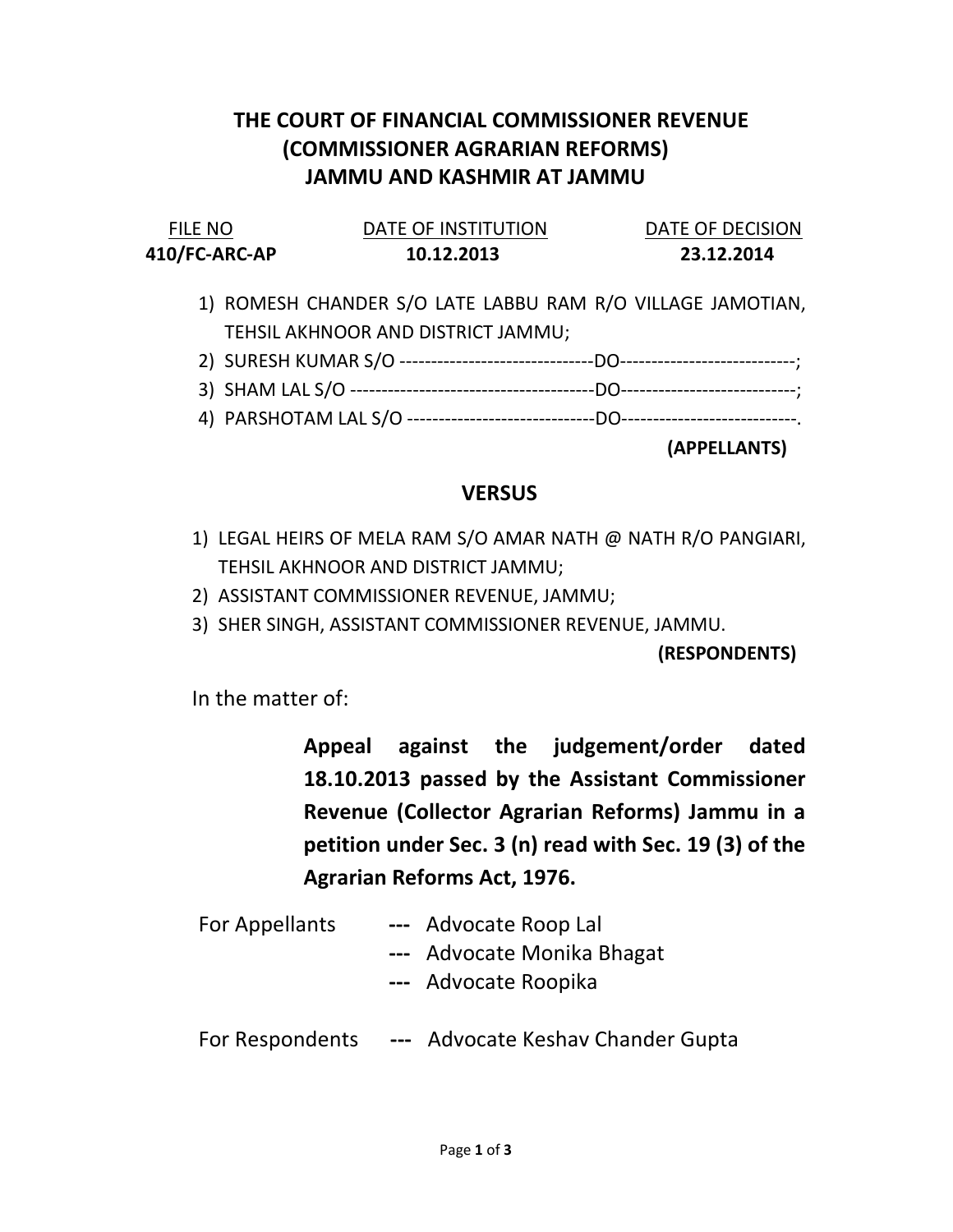# THE COURT OF FINANCIAL COMMISSIONER REVENUE (COMMISSIONER AGRARIAN REFORMS) JAMMU AND KASHMIR AT JAMMU

| FILE NO | DATE OF INSTITUTION | DATE OF DECISION |
| --- | --- | --- |
| **410/FC-ARC-AP** | **10.12.2013** | **23.12.2014** |

1) ROMESH CHANDER S/O LATE LABBU RAM R/O VILLAGE JAMOTIAN, TEHSIL AKHNOOR AND DISTRICT JAMMU;
2) SURESH KUMAR S/O -------------------------------DO----------------------------;
3) SHAM LAL S/O ---------------------------------------DO----------------------------;
4) PARSHOTAM LAL S/O ------------------------------DO----------------------------.

**(APPELLANTS)**

**VERSUS**

1) LEGAL HEIRS OF MELA RAM S/O AMAR NATH @ NATH R/O PANGIARI, TEHSIL AKHNOOR AND DISTRICT JAMMU;
2) ASSISTANT COMMISSIONER REVENUE, JAMMU;
3) SHER SINGH, ASSISTANT COMMISSIONER REVENUE, JAMMU.

**(RESPONDENTS)**

In the matter of:

**Appeal against the judgement/order dated 18.10.2013 passed by the Assistant Commissioner Revenue (Collector Agrarian Reforms) Jammu in a petition under Sec. 3 (n) read with Sec. 19 (3) of the Agrarian Reforms Act, 1976.**

For Appellants **---** Advocate Roop Lal
**---** Advocate Monika Bhagat
**---** Advocate Roopika

For Respondents **---** Advocate Keshav Chander Gupta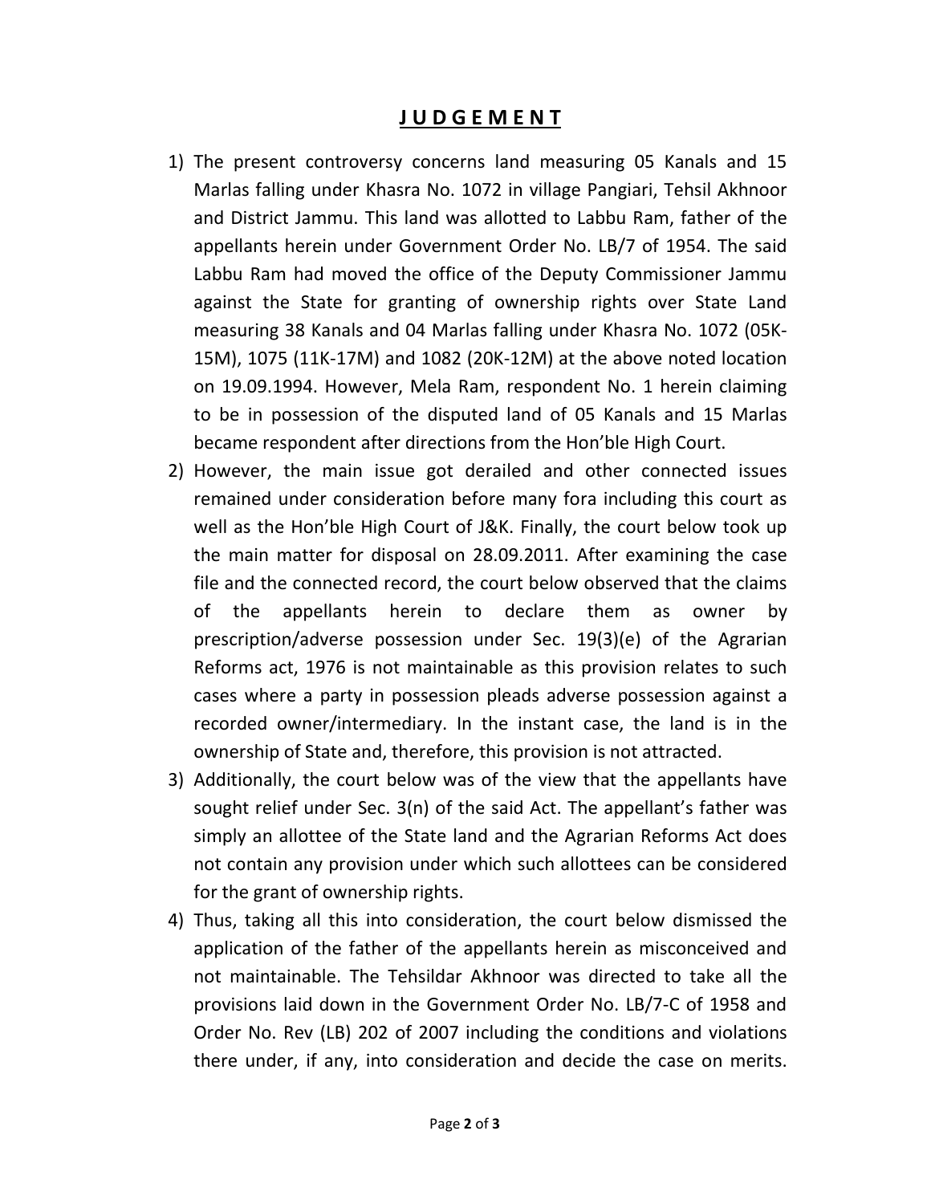# **J U D G E M E N T**

1) The present controversy concerns land measuring 05 Kanals and 15 Marlas falling under Khasra No. 1072 in village Pangiari, Tehsil Akhnoor and District Jammu. This land was allotted to Labbu Ram, father of the appellants herein under Government Order No. LB/7 of 1954. The said Labbu Ram had moved the office of the Deputy Commissioner Jammu against the State for granting of ownership rights over State Land measuring 38 Kanals and 04 Marlas falling under Khasra No. 1072 (05K-15M), 1075 (11K-17M) and 1082 (20K-12M) at the above noted location on 19.09.1994. However, Mela Ram, respondent No. 1 herein claiming to be in possession of the disputed land of 05 Kanals and 15 Marlas became respondent after directions from the Hon'ble High Court.
2) However, the main issue got derailed and other connected issues remained under consideration before many fora including this court as well as the Hon'ble High Court of J&K. Finally, the court below took up the main matter for disposal on 28.09.2011. After examining the case file and the connected record, the court below observed that the claims of the appellants herein to declare them as owner by prescription/adverse possession under Sec. 19(3)(e) of the Agrarian Reforms act, 1976 is not maintainable as this provision relates to such cases where a party in possession pleads adverse possession against a recorded owner/intermediary. In the instant case, the land is in the ownership of State and, therefore, this provision is not attracted.
3) Additionally, the court below was of the view that the appellants have sought relief under Sec. 3(n) of the said Act. The appellant's father was simply an allottee of the State land and the Agrarian Reforms Act does not contain any provision under which such allottees can be considered for the grant of ownership rights.
4) Thus, taking all this into consideration, the court below dismissed the application of the father of the appellants herein as misconceived and not maintainable. The Tehsildar Akhnoor was directed to take all the provisions laid down in the Government Order No. LB/7-C of 1958 and Order No. Rev (LB) 202 of 2007 including the conditions and violations there under, if any, into consideration and decide the case on merits.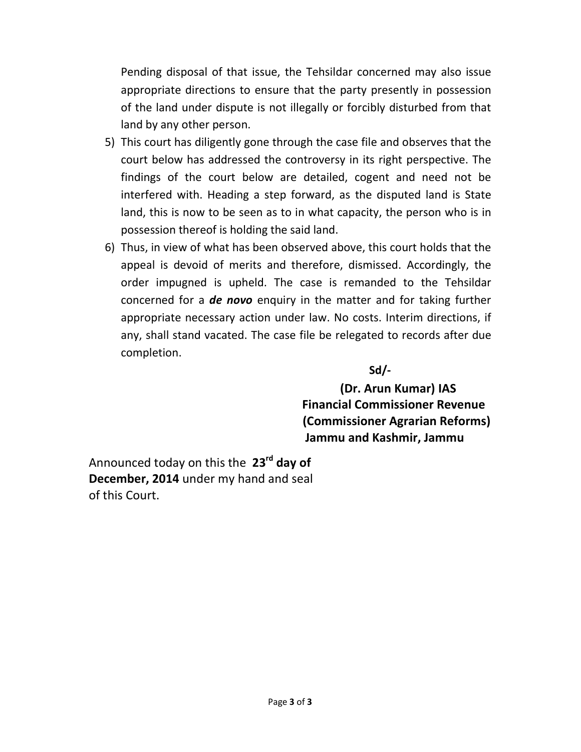Pending disposal of that issue, the Tehsildar concerned may also issue appropriate directions to ensure that the party presently in possession of the land under dispute is not illegally or forcibly disturbed from that land by any other person.

5) This court has diligently gone through the case file and observes that the court below has addressed the controversy in its right perspective. The findings of the court below are detailed, cogent and need not be interfered with. Heading a step forward, as the disputed land is State land, this is now to be seen as to in what capacity, the person who is in possession thereof is holding the said land.

6) Thus, in view of what has been observed above, this court holds that the appeal is devoid of merits and therefore, dismissed. Accordingly, the order impugned is upheld. The case is remanded to the Tehsildar concerned for a ***de novo*** enquiry in the matter and for taking further appropriate necessary action under law. No costs. Interim directions, if any, shall stand vacated. The case file be relegated to records after due completion.

**Sd/-**

**(Dr. Arun Kumar) IAS**
**Financial Commissioner Revenue**
**(Commissioner Agrarian Reforms)**
**Jammu and Kashmir, Jammu**

Announced today on this the **23rd day of December, 2014** under my hand and seal of this Court.